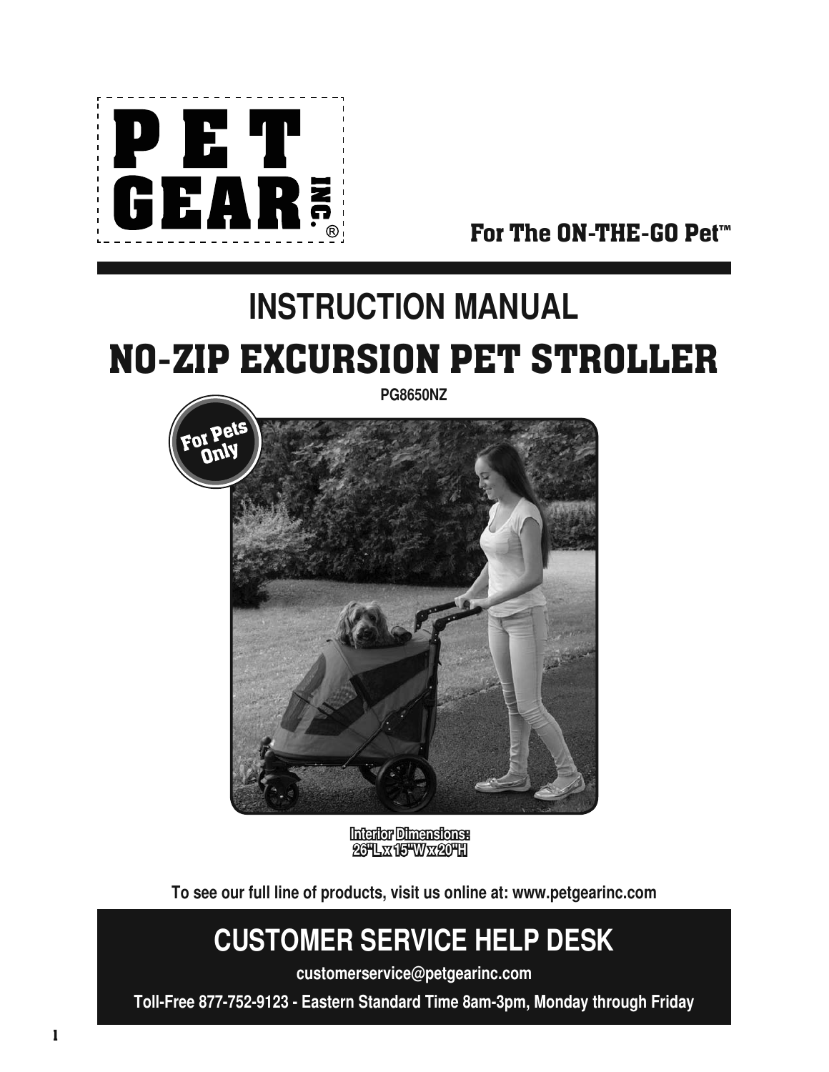PET GEAR INC.®

For The ON-THE-GO Pet™

# INSTRUCTION MANUAL

# NO-ZIP EXCURSION PET STROLLER

**PG8650NZ**

For Pets Only

**Interior Dimensions:**
**26"L x 15"W x 20"H**

**To see our full line of products, visit us online at: www.petgearinc.com**

## CUSTOMER SERVICE HELP DESK

**customerservice@petgearinc.com**

**Toll-Free 877-752-9123 - Eastern Standard Time 8am-3pm, Monday through Friday**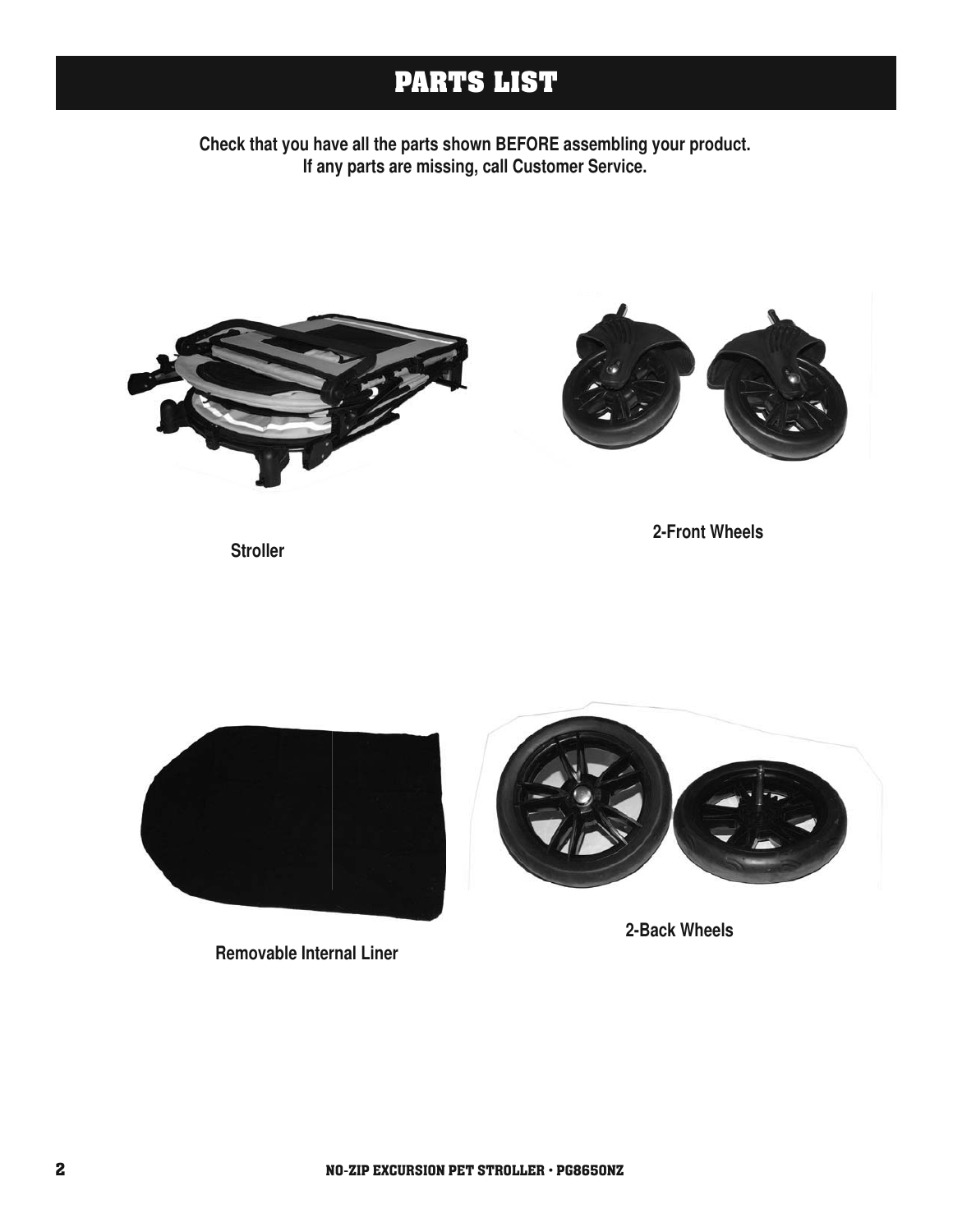# PARTS LIST

**Check that you have all the parts shown BEFORE assembling your product.**
**If any parts are missing, call Customer Service.**

**Stroller**

**2-Front Wheels**

**Removable Internal Liner**

**2-Back Wheels**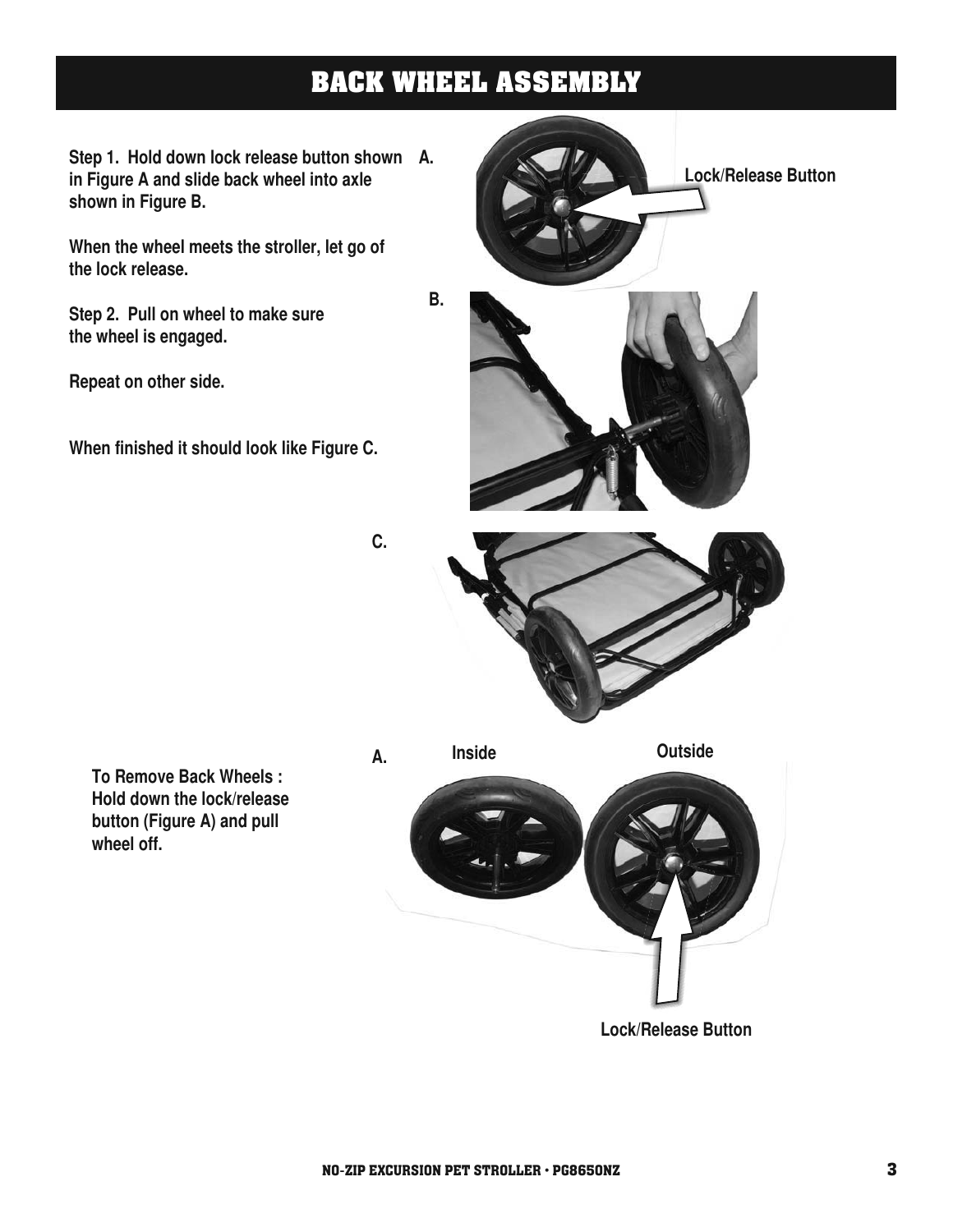# BACK WHEEL ASSEMBLY

**Step 1. Hold down lock release button shown in Figure A and slide back wheel into axle shown in Figure B.**

**When the wheel meets the stroller, let go of the lock release.**

**Step 2. Pull on wheel to make sure the wheel is engaged.**

**Repeat on other side.**

**When finished it should look like Figure C.**

**A.**

**Lock/Release Button**

**B.**

**C.**

**To Remove Back Wheels : Hold down the lock/release button (Figure A) and pull wheel off.**

**A.** **Inside** **Outside**

**Lock/Release Button**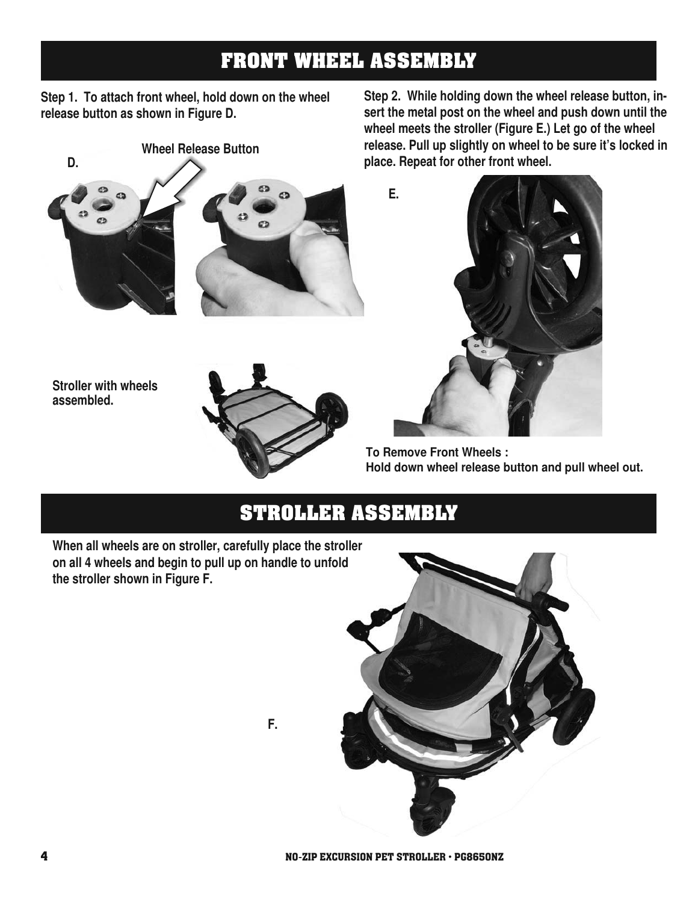## FRONT WHEEL ASSEMBLY

**Step 1. To attach front wheel, hold down on the wheel release button as shown in Figure D.**

**D.**

**Wheel Release Button**

**Stroller with wheels assembled.**

**Step 2. While holding down the wheel release button, insert the metal post on the wheel and push down until the wheel meets the stroller (Figure E.) Let go of the wheel release. Pull up slightly on wheel to be sure it's locked in place. Repeat for other front wheel.**

**E.**

**To Remove Front Wheels :**
**Hold down wheel release button and pull wheel out.**

## STROLLER ASSEMBLY

**When all wheels are on stroller, carefully place the stroller on all 4 wheels and begin to pull up on handle to unfold the stroller shown in Figure F.**

**F.**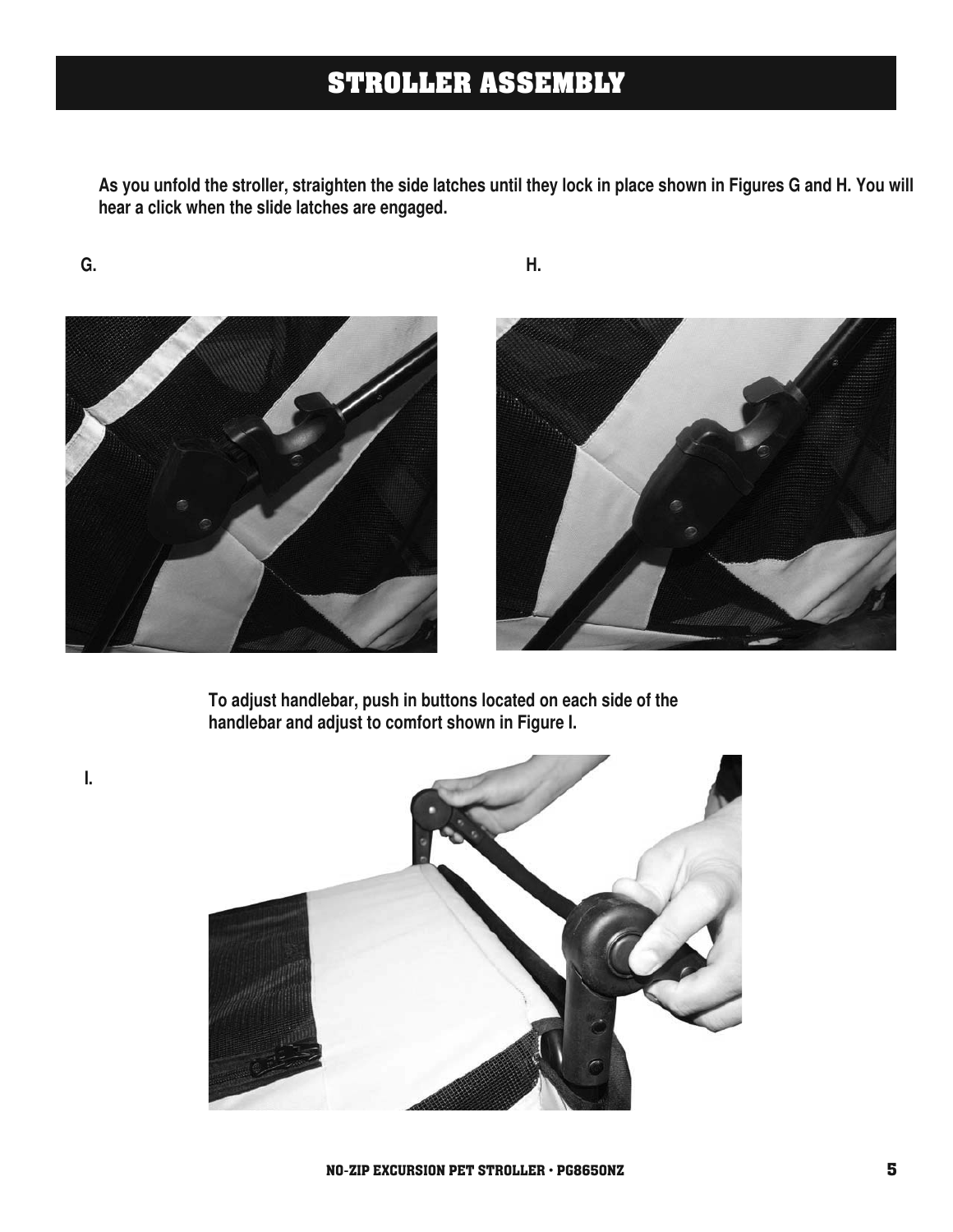# STROLLER ASSEMBLY

**As you unfold the stroller, straighten the side latches until they lock in place shown in Figures G and H. You will hear a click when the slide latches are engaged.**

**G.**

**H.**

**To adjust handlebar, push in buttons located on each side of the handlebar and adjust to comfort shown in Figure I.**

**I.**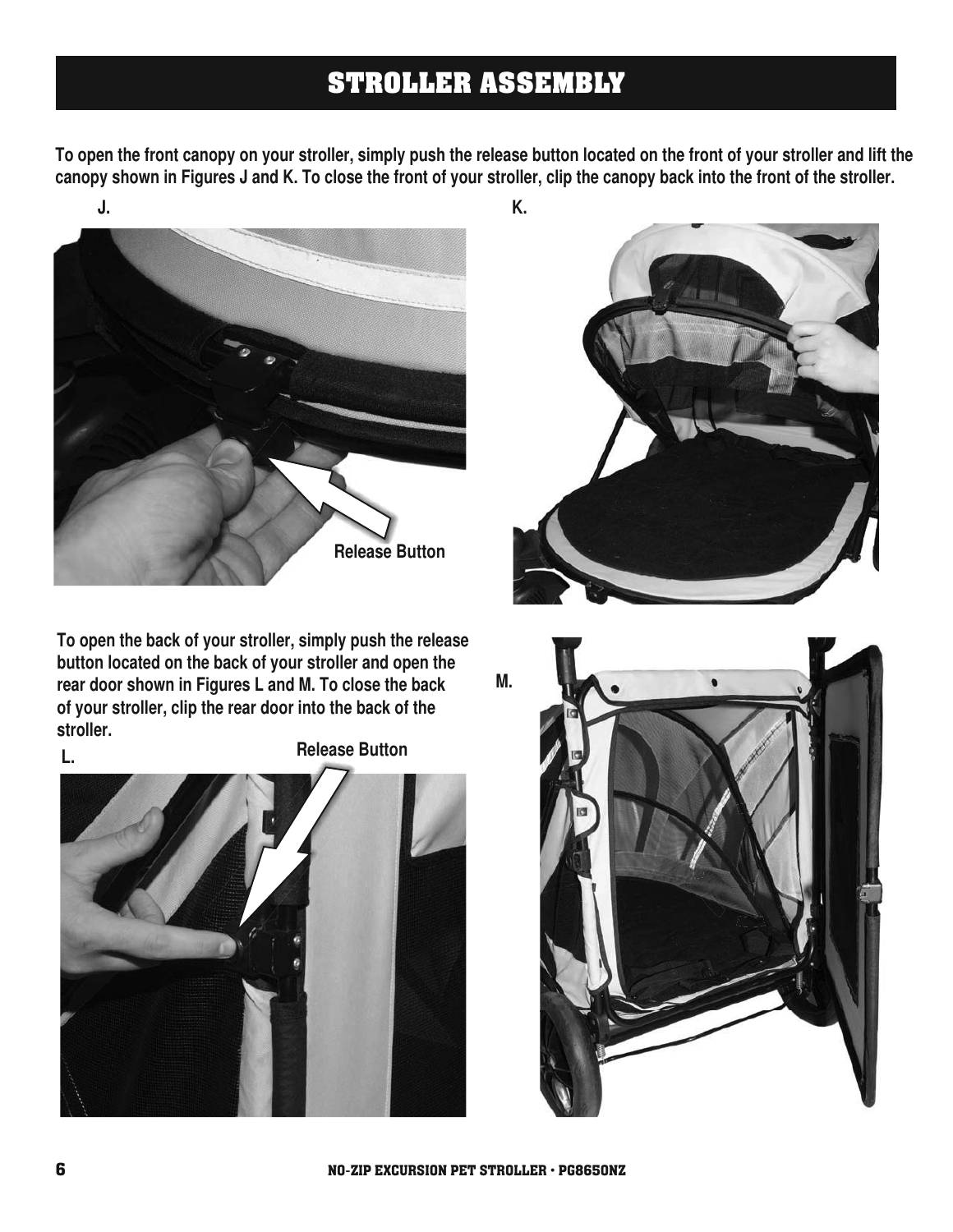# STROLLER ASSEMBLY

**To open the front canopy on your stroller, simply push the release button located on the front of your stroller and lift the canopy shown in Figures J and K. To close the front of your stroller, clip the canopy back into the front of the stroller.**

**J.**

**Release Button**

**K.**

**To open the back of your stroller, simply push the release button located on the back of your stroller and open the rear door shown in Figures L and M. To close the back of your stroller, clip the rear door into the back of the stroller.**

**L.**

**Release Button**

**M.**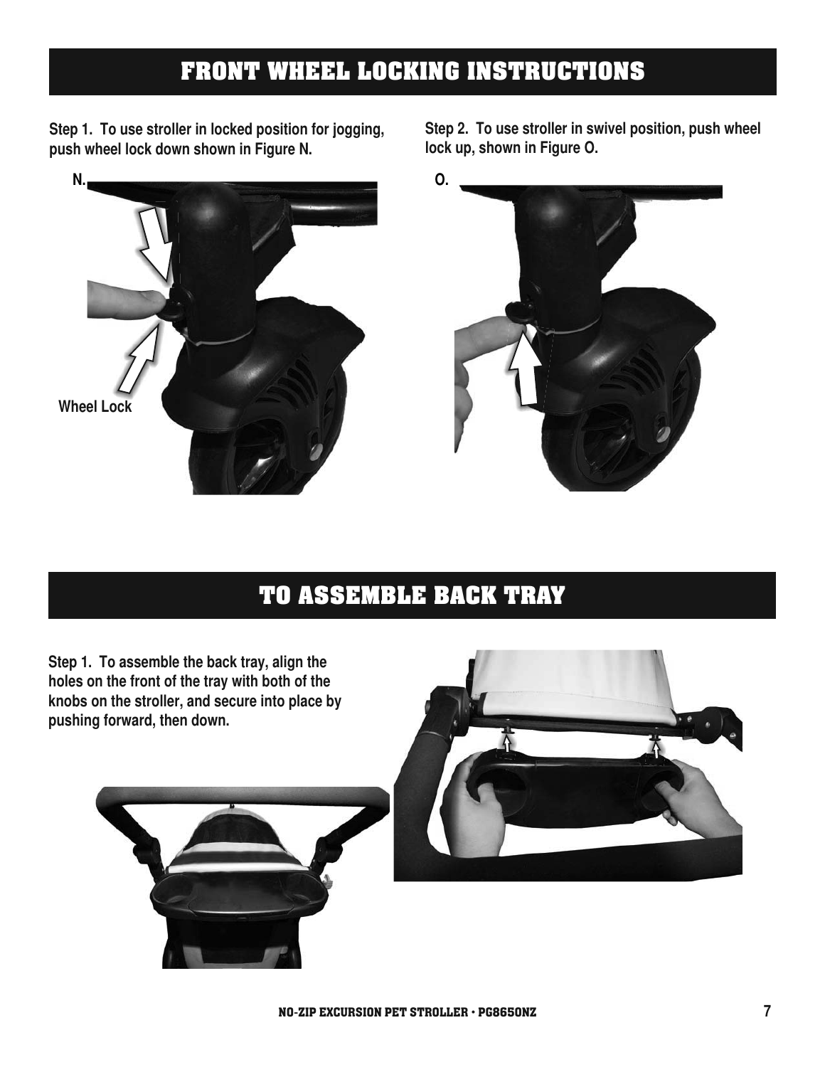# FRONT WHEEL LOCKING INSTRUCTIONS

**Step 1. To use stroller in locked position for jogging, push wheel lock down shown in Figure N.**

N.

Wheel Lock

**Step 2. To use stroller in swivel position, push wheel lock up, shown in Figure O.**

O.

# TO ASSEMBLE BACK TRAY

**Step 1. To assemble the back tray, align the holes on the front of the tray with both of the knobs on the stroller, and secure into place by pushing forward, then down.**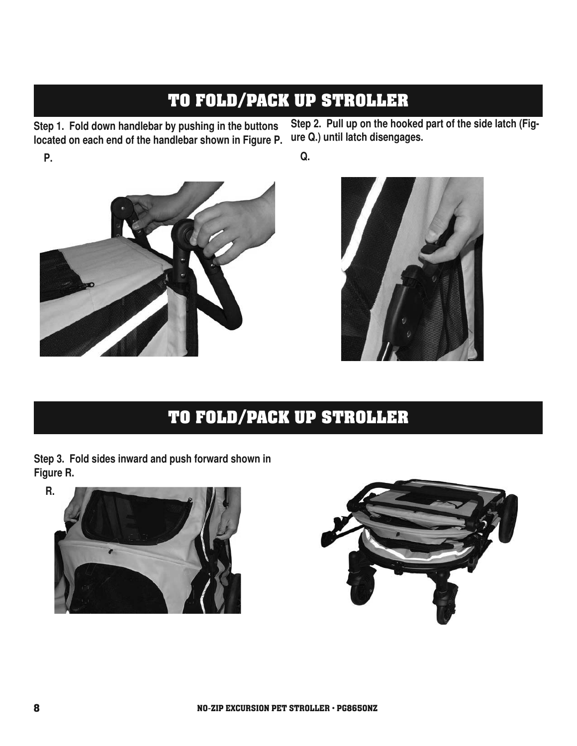## TO FOLD/PACK UP STROLLER

Step 1. Fold down handlebar by pushing in the buttons located on each end of the handlebar shown in Figure P.

P.

Step 2. Pull up on the hooked part of the side latch (Figure Q.) until latch disengages.

Q.

## TO FOLD/PACK UP STROLLER

Step 3. Fold sides inward and push forward shown in Figure R.

R.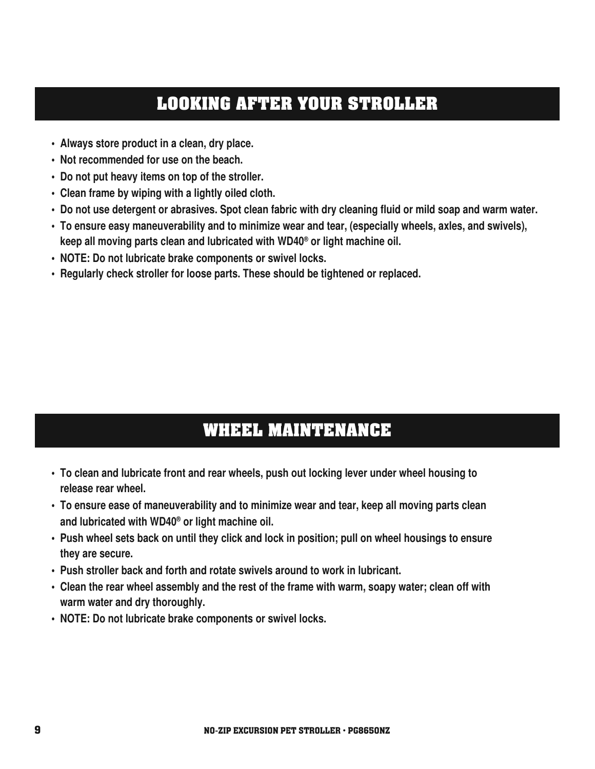## LOOKING AFTER YOUR STROLLER

- Always store product in a clean, dry place.
- Not recommended for use on the beach.
- Do not put heavy items on top of the stroller.
- Clean frame by wiping with a lightly oiled cloth.
- Do not use detergent or abrasives. Spot clean fabric with dry cleaning fluid or mild soap and warm water.
- To ensure easy maneuverability and to minimize wear and tear, (especially wheels, axles, and swivels), keep all moving parts clean and lubricated with WD40® or light machine oil.
- NOTE: Do not lubricate brake components or swivel locks.
- Regularly check stroller for loose parts. These should be tightened or replaced.

## WHEEL MAINTENANCE

- To clean and lubricate front and rear wheels, push out locking lever under wheel housing to release rear wheel.
- To ensure ease of maneuverability and to minimize wear and tear, keep all moving parts clean and lubricated with WD40® or light machine oil.
- Push wheel sets back on until they click and lock in position; pull on wheel housings to ensure they are secure.
- Push stroller back and forth and rotate swivels around to work in lubricant.
- Clean the rear wheel assembly and the rest of the frame with warm, soapy water; clean off with warm water and dry thoroughly.
- NOTE: Do not lubricate brake components or swivel locks.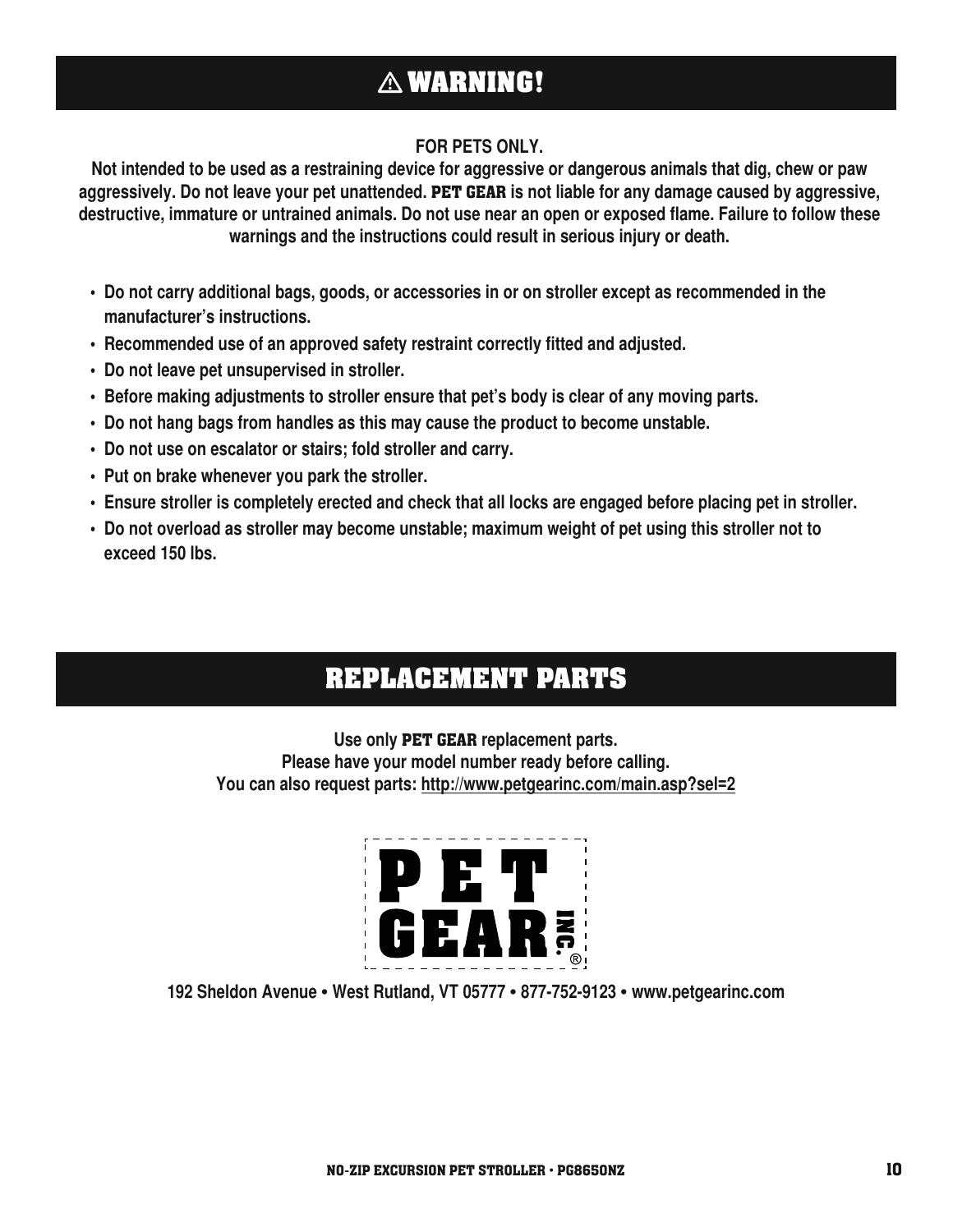# ⚠ WARNING!

**FOR PETS ONLY.**

**Not intended to be used as a restraining device for aggressive or dangerous animals that dig, chew or paw aggressively. Do not leave your pet unattended. PET GEAR is not liable for any damage caused by aggressive, destructive, immature or untrained animals. Do not use near an open or exposed flame. Failure to follow these warnings and the instructions could result in serious injury or death.**

- **Do not carry additional bags, goods, or accessories in or on stroller except as recommended in the manufacturer's instructions.**
- **Recommended use of an approved safety restraint correctly fitted and adjusted.**
- **Do not leave pet unsupervised in stroller.**
- **Before making adjustments to stroller ensure that pet's body is clear of any moving parts.**
- **Do not hang bags from handles as this may cause the product to become unstable.**
- **Do not use on escalator or stairs; fold stroller and carry.**
- **Put on brake whenever you park the stroller.**
- **Ensure stroller is completely erected and check that all locks are engaged before placing pet in stroller.**
- **Do not overload as stroller may become unstable; maximum weight of pet using this stroller not to exceed 150 lbs.**

# REPLACEMENT PARTS

**Use only PET GEAR replacement parts.**
**Please have your model number ready before calling.**
**You can also request parts: http://www.petgearinc.com/main.asp?sel=2**

PET GEAR INC.®

**192 Sheldon Avenue • West Rutland, VT 05777 • 877-752-9123 • www.petgearinc.com**